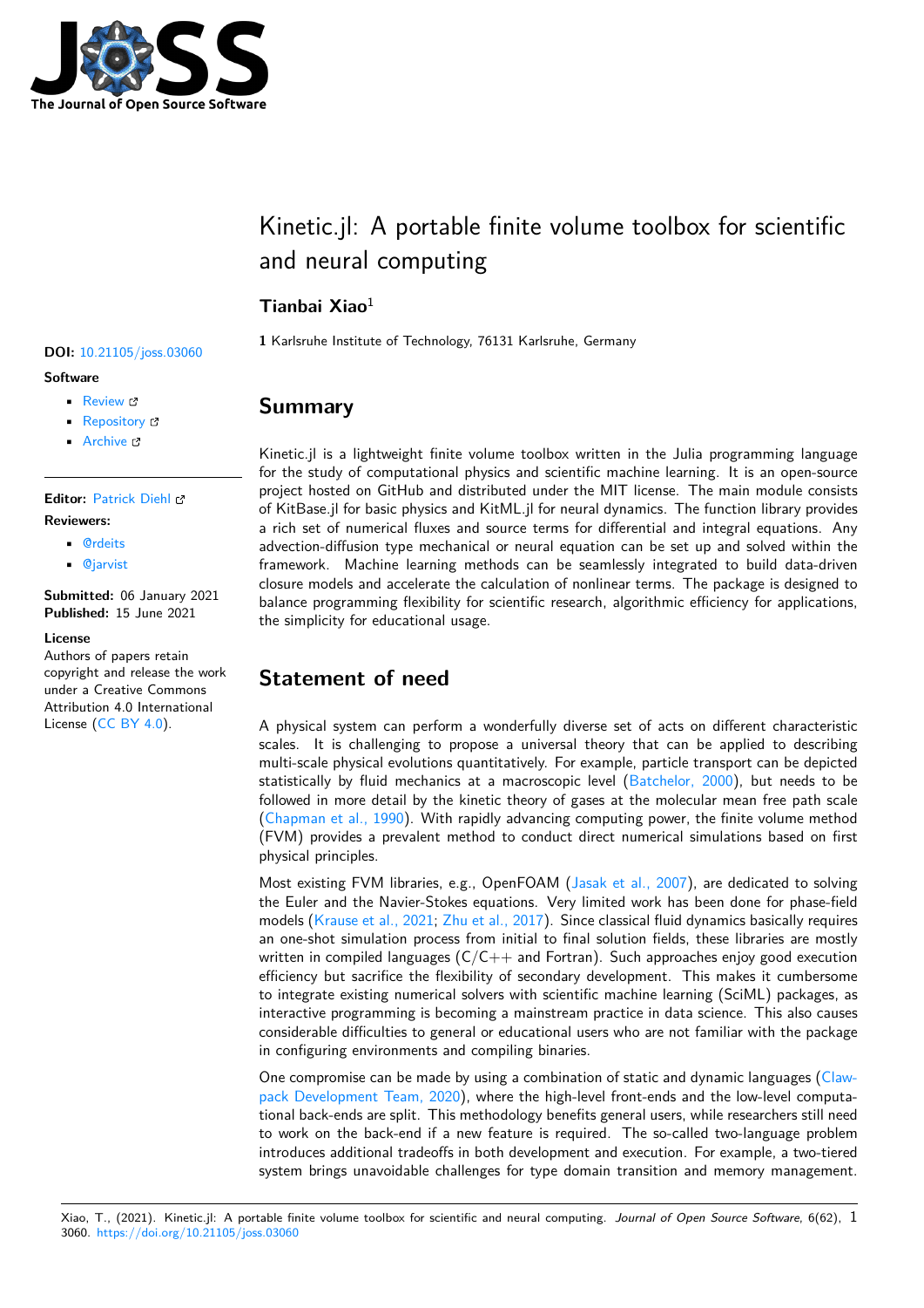# Kinetic.jl: A portable finite volume toolbox for scientific and neural computing

**Tianbai Xiao**[1]

**1** Karlsruhe Institute of Technology, 76131 Karlsruhe, Germany

**DOI:** 10.21105/joss.03060

**Software**

- Review
- Repository
- Archive

**Editor:** Patrick Diehl

**Reviewers:**

- @rdeits
- @jarvist

**Submitted:** 06 January 2021
**Published:** 15 June 2021

**License**
Authors of papers retain copyright and release the work under a Creative Commons Attribution 4.0 International License (CC BY 4.0).

## Summary

Kinetic.jl is a lightweight finite volume toolbox written in the Julia programming language for the study of computational physics and scientific machine learning. It is an open-source project hosted on GitHub and distributed under the MIT license. The main module consists of KitBase.jl for basic physics and KitML.jl for neural dynamics. The function library provides a rich set of numerical fluxes and source terms for differential and integral equations. Any advection-diffusion type mechanical or neural equation can be set up and solved within the framework. Machine learning methods can be seamlessly integrated to build data-driven closure models and accelerate the calculation of nonlinear terms. The package is designed to balance programming flexibility for scientific research, algorithmic efficiency for applications, the simplicity for educational usage.

## Statement of need

A physical system can perform a wonderfully diverse set of acts on different characteristic scales. It is challenging to propose a universal theory that can be applied to describing multi-scale physical evolutions quantitatively. For example, particle transport can be depicted statistically by fluid mechanics at a macroscopic level (Batchelor, 2000), but needs to be followed in more detail by the kinetic theory of gases at the molecular mean free path scale (Chapman et al., 1990). With rapidly advancing computing power, the finite volume method (FVM) provides a prevalent method to conduct direct numerical simulations based on first physical principles.

Most existing FVM libraries, e.g., OpenFOAM (Jasak et al., 2007), are dedicated to solving the Euler and the Navier-Stokes equations. Very limited work has been done for phase-field models (Krause et al., 2021; Zhu et al., 2017). Since classical fluid dynamics basically requires an one-shot simulation process from initial to final solution fields, these libraries are mostly written in compiled languages (C/C++ and Fortran). Such approaches enjoy good execution efficiency but sacrifice the flexibility of secondary development. This makes it cumbersome to integrate existing numerical solvers with scientific machine learning (SciML) packages, as interactive programming is becoming a mainstream practice in data science. This also causes considerable difficulties to general or educational users who are not familiar with the package in configuring environments and compiling binaries.

One compromise can be made by using a combination of static and dynamic languages (Clawpack Development Team, 2020), where the high-level front-ends and the low-level computational back-ends are split. This methodology benefits general users, while researchers still need to work on the back-end if a new feature is required. The so-called two-language problem introduces additional tradeoffs in both development and execution. For example, a two-tiered system brings unavoidable challenges for type domain transition and memory management.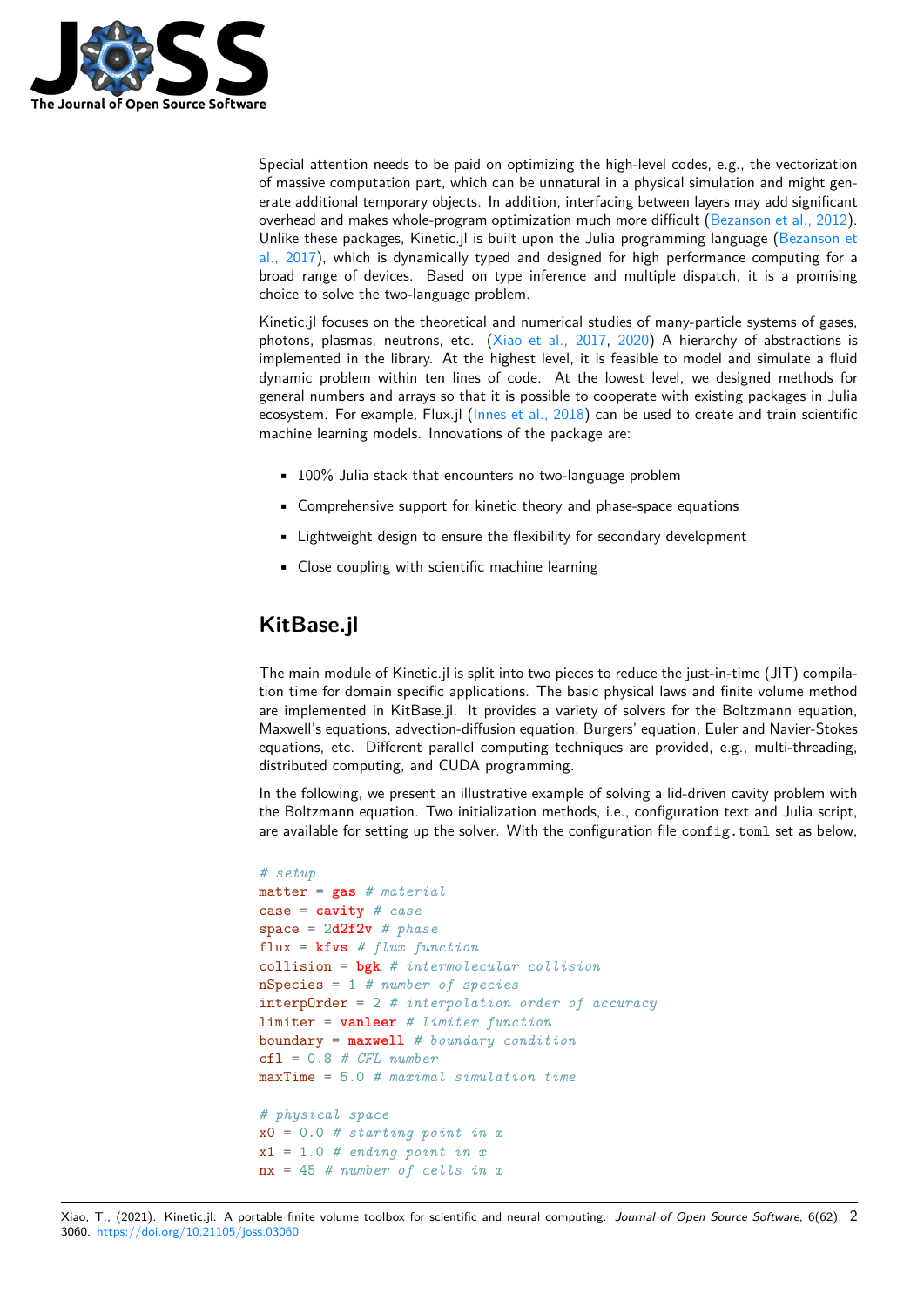Special attention needs to be paid on optimizing the high-level codes, e.g., the vectorization of massive computation part, which can be unnatural in a physical simulation and might generate additional temporary objects. In addition, interfacing between layers may add significant overhead and makes whole-program optimization much more difficult (Bezanson et al., 2012). Unlike these packages, Kinetic.jl is built upon the Julia programming language (Bezanson et al., 2017), which is dynamically typed and designed for high performance computing for a broad range of devices. Based on type inference and multiple dispatch, it is a promising choice to solve the two-language problem.

Kinetic.jl focuses on the theoretical and numerical studies of many-particle systems of gases, photons, plasmas, neutrons, etc. (Xiao et al., 2017, 2020) A hierarchy of abstractions is implemented in the library. At the highest level, it is feasible to model and simulate a fluid dynamic problem within ten lines of code. At the lowest level, we designed methods for general numbers and arrays so that it is possible to cooperate with existing packages in Julia ecosystem. For example, Flux.jl (Innes et al., 2018) can be used to create and train scientific machine learning models. Innovations of the package are:

- 100% Julia stack that encounters no two-language problem
- Comprehensive support for kinetic theory and phase-space equations
- Lightweight design to ensure the flexibility for secondary development
- Close coupling with scientific machine learning

## KitBase.jl

The main module of Kinetic.jl is split into two pieces to reduce the just-in-time (JIT) compilation time for domain specific applications. The basic physical laws and finite volume method are implemented in KitBase.jl. It provides a variety of solvers for the Boltzmann equation, Maxwell's equations, advection-diffusion equation, Burgers' equation, Euler and Navier-Stokes equations, etc. Different parallel computing techniques are provided, e.g., multi-threading, distributed computing, and CUDA programming.

In the following, we present an illustrative example of solving a lid-driven cavity problem with the Boltzmann equation. Two initialization methods, i.e., configuration text and Julia script, are available for setting up the solver. With the configuration file `config.toml` set as below,

```
# setup
matter = gas # material
case = cavity # case
space = 2d2f2v # phase
flux = kfvs # flux function
collision = bgk # intermolecular collision
nSpecies = 1 # number of species
interpOrder = 2 # interpolation order of accuracy
limiter = vanleer # limiter function
boundary = maxwell # boundary condition
cfl = 0.8 # CFL number
maxTime = 5.0 # maximal simulation time

# physical space
x0 = 0.0 # starting point in x
x1 = 1.0 # ending point in x
nx = 45 # number of cells in x
```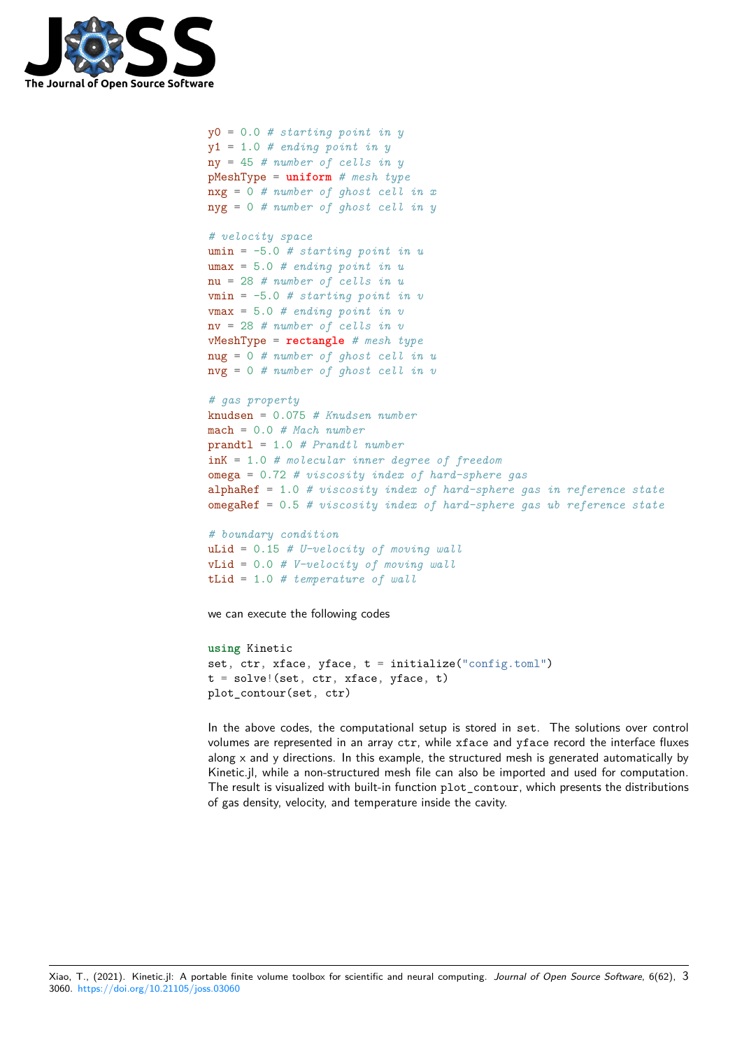```
y0 = 0.0 # starting point in y
y1 = 1.0 # ending point in y
ny = 45 # number of cells in y
pMeshType = uniform # mesh type
nxg = 0 # number of ghost cell in x
nyg = 0 # number of ghost cell in y

# velocity space
umin = -5.0 # starting point in u
umax = 5.0 # ending point in u
nu = 28 # number of cells in u
vmin = -5.0 # starting point in v
vmax = 5.0 # ending point in v
nv = 28 # number of cells in v
vMeshType = rectangle # mesh type
nug = 0 # number of ghost cell in u
nvg = 0 # number of ghost cell in v

# gas property
knudsen = 0.075 # Knudsen number
mach = 0.0 # Mach number
prandtl = 1.0 # Prandtl number
inK = 1.0 # molecular inner degree of freedom
omega = 0.72 # viscosity index of hard-sphere gas
alphaRef = 1.0 # viscosity index of hard-sphere gas in reference state
omegaRef = 0.5 # viscosity index of hard-sphere gas ub reference state

# boundary condition
uLid = 0.15 # U-velocity of moving wall
vLid = 0.0 # V-velocity of moving wall
tLid = 1.0 # temperature of wall
```

we can execute the following codes

```julia
using Kinetic
set, ctr, xface, yface, t = initialize("config.toml")
t = solve!(set, ctr, xface, yface, t)
plot_contour(set, ctr)
```

In the above codes, the computational setup is stored in `set`. The solutions over control volumes are represented in an array `ctr`, while `xface` and `yface` record the interface fluxes along x and y directions. In this example, the structured mesh is generated automatically by Kinetic.jl, while a non-structured mesh file can also be imported and used for computation. The result is visualized with built-in function `plot_contour`, which presents the distributions of gas density, velocity, and temperature inside the cavity.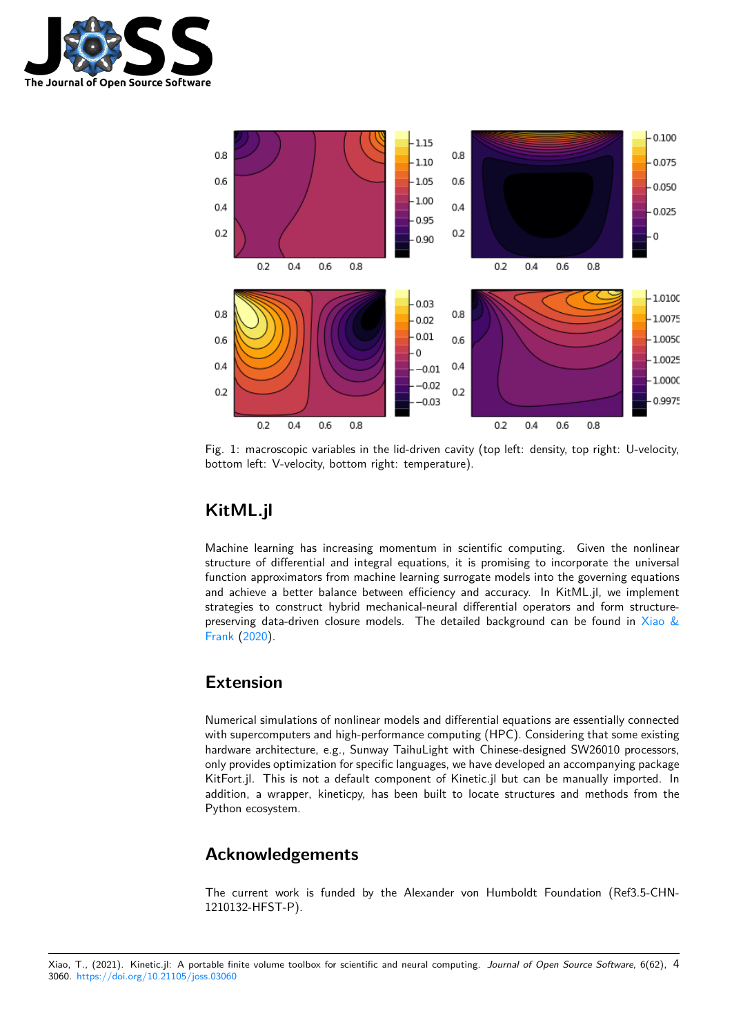Fig. 1: macroscopic variables in the lid-driven cavity (top left: density, top right: U-velocity, bottom left: V-velocity, bottom right: temperature).

## KitML.jl

Machine learning has increasing momentum in scientific computing. Given the nonlinear structure of differential and integral equations, it is promising to incorporate the universal function approximators from machine learning surrogate models into the governing equations and achieve a better balance between efficiency and accuracy. In KitML.jl, we implement strategies to construct hybrid mechanical-neural differential operators and form structure-preserving data-driven closure models. The detailed background can be found in Xiao & Frank (2020).

## Extension

Numerical simulations of nonlinear models and differential equations are essentially connected with supercomputers and high-performance computing (HPC). Considering that some existing hardware architecture, e.g., Sunway TaihuLight with Chinese-designed SW26010 processors, only provides optimization for specific languages, we have developed an accompanying package KitFort.jl. This is not a default component of Kinetic.jl but can be manually imported. In addition, a wrapper, kineticpy, has been built to locate structures and methods from the Python ecosystem.

## Acknowledgements

The current work is funded by the Alexander von Humboldt Foundation (Ref3.5-CHN-1210132-HFST-P).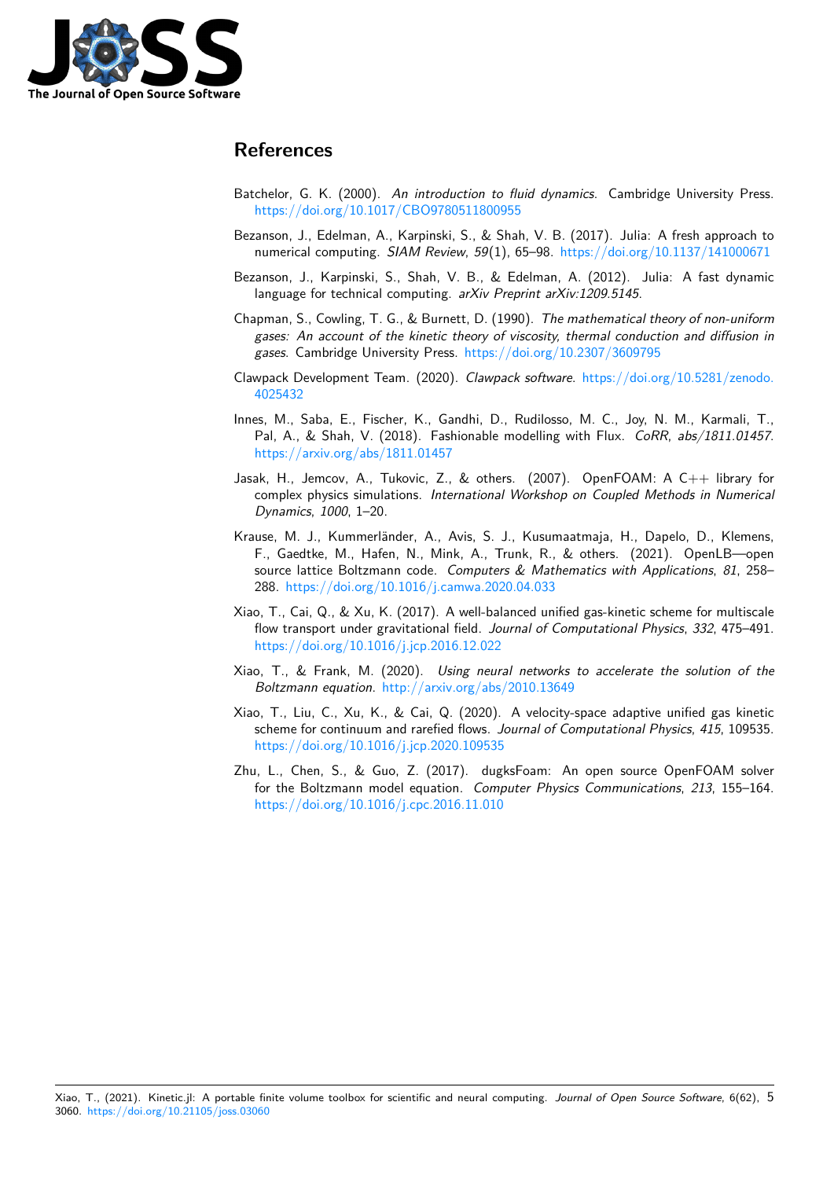# References

Batchelor, G. K. (2000). *An introduction to fluid dynamics*. Cambridge University Press. https://doi.org/10.1017/CBO9780511800955

Bezanson, J., Edelman, A., Karpinski, S., & Shah, V. B. (2017). Julia: A fresh approach to numerical computing. *SIAM Review*, *59*(1), 65–98. https://doi.org/10.1137/141000671

Bezanson, J., Karpinski, S., Shah, V. B., & Edelman, A. (2012). Julia: A fast dynamic language for technical computing. *arXiv Preprint arXiv:1209.5145*.

Chapman, S., Cowling, T. G., & Burnett, D. (1990). *The mathematical theory of non-uniform gases: An account of the kinetic theory of viscosity, thermal conduction and diffusion in gases*. Cambridge University Press. https://doi.org/10.2307/3609795

Clawpack Development Team. (2020). *Clawpack software*. https://doi.org/10.5281/zenodo.4025432

Innes, M., Saba, E., Fischer, K., Gandhi, D., Rudilosso, M. C., Joy, N. M., Karmali, T., Pal, A., & Shah, V. (2018). Fashionable modelling with Flux. *CoRR*, *abs/1811.01457*. https://arxiv.org/abs/1811.01457

Jasak, H., Jemcov, A., Tukovic, Z., & others. (2007). OpenFOAM: A C++ library for complex physics simulations. *International Workshop on Coupled Methods in Numerical Dynamics*, *1000*, 1–20.

Krause, M. J., Kummerländer, A., Avis, S. J., Kusumaatmaja, H., Dapelo, D., Klemens, F., Gaedtke, M., Hafen, N., Mink, A., Trunk, R., & others. (2021). OpenLB—open source lattice Boltzmann code. *Computers & Mathematics with Applications*, *81*, 258–288. https://doi.org/10.1016/j.camwa.2020.04.033

Xiao, T., Cai, Q., & Xu, K. (2017). A well-balanced unified gas-kinetic scheme for multiscale flow transport under gravitational field. *Journal of Computational Physics*, *332*, 475–491. https://doi.org/10.1016/j.jcp.2016.12.022

Xiao, T., & Frank, M. (2020). *Using neural networks to accelerate the solution of the Boltzmann equation*. http://arxiv.org/abs/2010.13649

Xiao, T., Liu, C., Xu, K., & Cai, Q. (2020). A velocity-space adaptive unified gas kinetic scheme for continuum and rarefied flows. *Journal of Computational Physics*, *415*, 109535. https://doi.org/10.1016/j.jcp.2020.109535

Zhu, L., Chen, S., & Guo, Z. (2017). dugksFoam: An open source OpenFOAM solver for the Boltzmann model equation. *Computer Physics Communications*, *213*, 155–164. https://doi.org/10.1016/j.cpc.2016.11.010